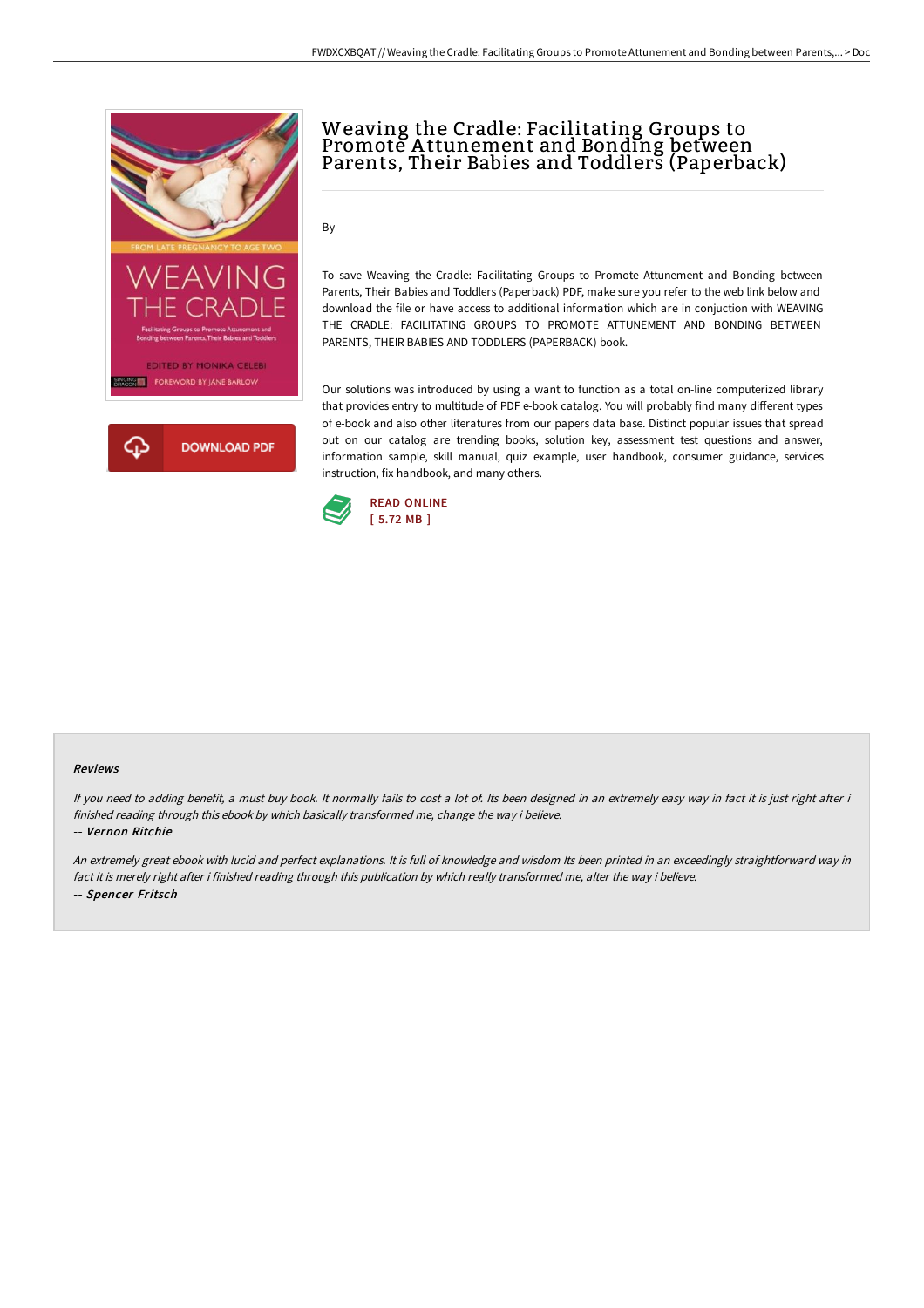# Weaving the Cradle: Facilitating Groups to Promote Attunement and Bonding between Parents, Their Babies and Toddlers (Paperback)

By -

To save Weaving the Cradle: Facilitating Groups to Promote Attunement and Bonding between Parents, Their Babies and Toddlers (Paperback) PDF, make sure you refer to the web link below and download the file or have access to additional information which are in conjuction with WEAVING THE CRADLE: FACILITATING GROUPS TO PROMOTE ATTUNEMENT AND BONDING BETWEEN PARENTS, THEIR BABIES AND TODDLERS (PAPERBACK) book.

Our solutions was introduced by using a want to function as a total on-line computerized library that provides entry to multitude of PDF e-book catalog. You will probably find many different types of e-book and also other literatures from our papers data base. Distinct popular issues that spread out on our catalog are trending books, solution key, assessment test questions and answer, information sample, skill manual, quiz example, user handbook, consumer guidance, services instruction, fix handbook, and many others.

DOWNLOAD PDF

READ ONLINE
[ 5.72 MB ]

#### Reviews

*If you need to adding benefit, a must buy book. It normally fails to cost a lot of. Its been designed in an extremely easy way in fact it is just right after i finished reading through this ebook by which basically transformed me, change the way i believe.*

-- ***Vernon Ritchie***

*An extremely great ebook with lucid and perfect explanations. It is full of knowledge and wisdom Its been printed in an exceedingly straightforward way in fact it is merely right after i finished reading through this publication by which really transformed me, alter the way i believe.*

-- ***Spencer Fritsch***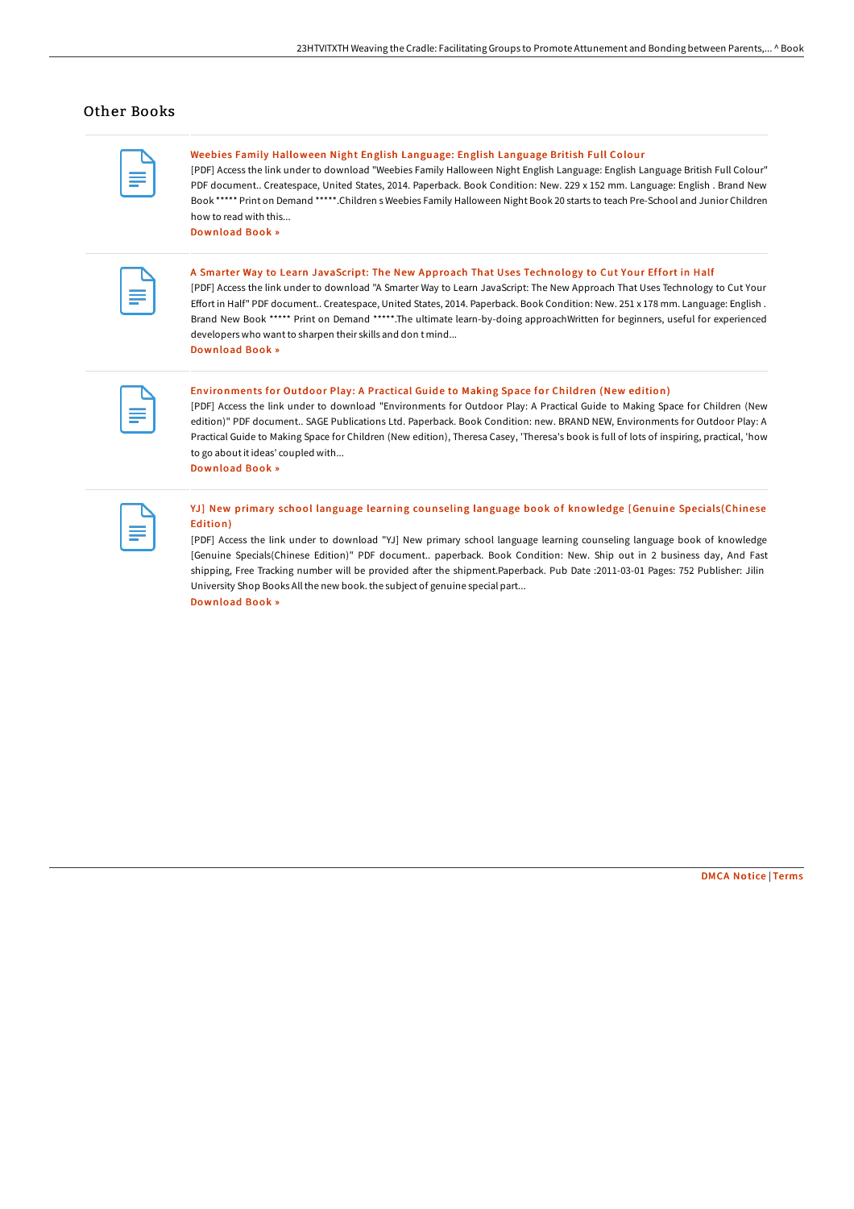## Other Books

### Weebies Family Halloween Night English Language: English Language British Full Colour

[PDF] Access the link under to download "Weebies Family Halloween Night English Language: English Language British Full Colour" PDF document.. Createspace, United States, 2014. Paperback. Book Condition: New. 229 x 152 mm. Language: English . Brand New Book ***** Print on Demand *****.Children s Weebies Family Halloween Night Book 20 starts to teach Pre-School and Junior Children how to read with this...

Download Book »

### A Smarter Way to Learn JavaScript: The New Approach That Uses Technology to Cut Your Effort in Half

[PDF] Access the link under to download "A Smarter Way to Learn JavaScript: The New Approach That Uses Technology to Cut Your Effort in Half" PDF document.. Createspace, United States, 2014. Paperback. Book Condition: New. 251 x 178 mm. Language: English . Brand New Book ***** Print on Demand *****.The ultimate learn-by-doing approachWritten for beginners, useful for experienced developers who want to sharpen their skills and don t mind...

Download Book »

### Environments for Outdoor Play: A Practical Guide to Making Space for Children (New edition)

[PDF] Access the link under to download "Environments for Outdoor Play: A Practical Guide to Making Space for Children (New edition)" PDF document.. SAGE Publications Ltd. Paperback. Book Condition: new. BRAND NEW, Environments for Outdoor Play: A Practical Guide to Making Space for Children (New edition), Theresa Casey, 'Theresa's book is full of lots of inspiring, practical, 'how to go about it ideas' coupled with...

Download Book »

### YJ] New primary school language learning counseling language book of knowledge [Genuine Specials(Chinese Edition)

[PDF] Access the link under to download "YJ] New primary school language learning counseling language book of knowledge [Genuine Specials(Chinese Edition)" PDF document.. paperback. Book Condition: New. Ship out in 2 business day, And Fast shipping, Free Tracking number will be provided after the shipment.Paperback. Pub Date :2011-03-01 Pages: 752 Publisher: Jilin University Shop Books All the new book. the subject of genuine special part...

Download Book »

DMCA Notice | Terms